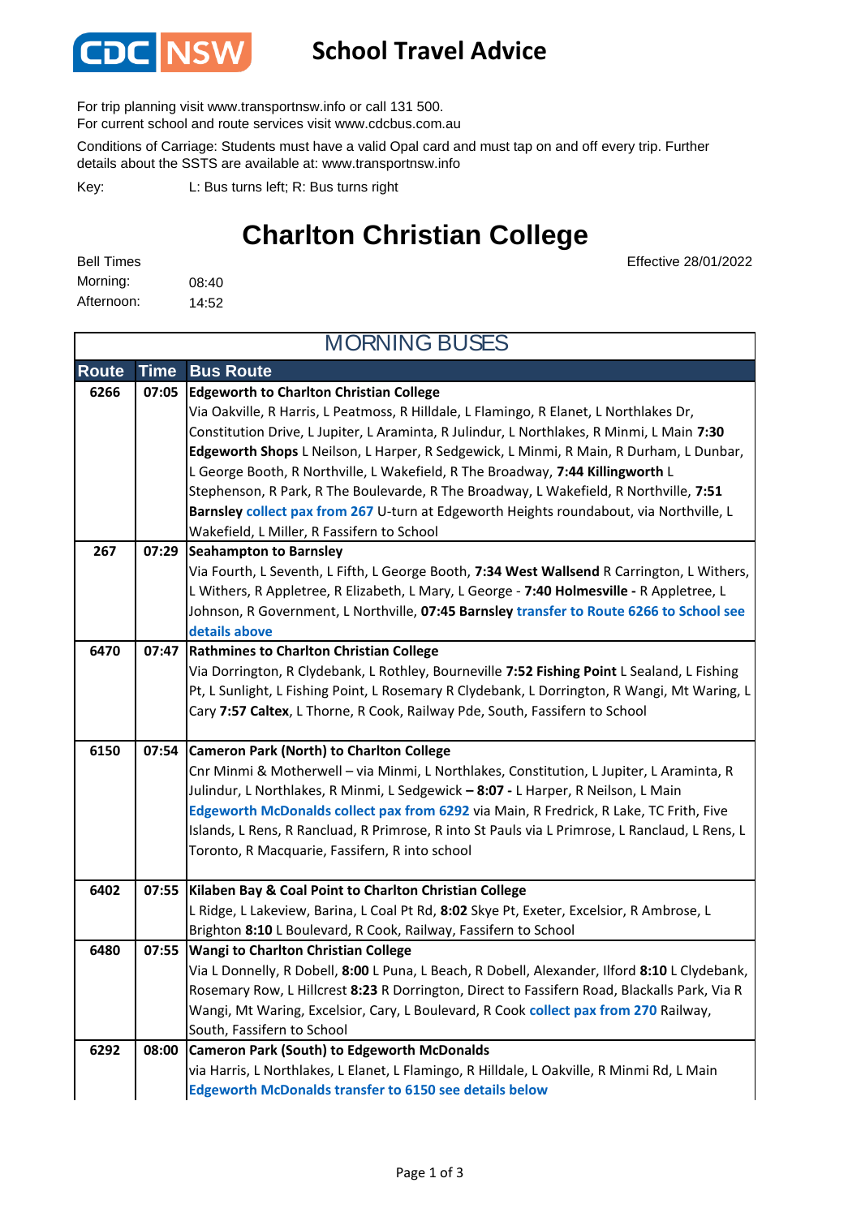CDC NSW

# School Travel Advice

For trip planning visit www.transportnsw.info or call 131 500.
For current school and route services visit www.cdcbus.com.au

Conditions of Carriage: Students must have a valid Opal card and must tap on and off every trip. Further details about the SSTS are available at: www.transportnsw.info

Key: L: Bus turns left; R: Bus turns right

## Charlton Christian College

Effective 28/01/2022

Bell Times
Morning: 08:40
Afternoon: 14:52

### MORNING BUSES

| Route | Time | Bus Route |
|---|---|---|
| 6266 | 07:05 | **Edgeworth to Charlton Christian College** Via Oakville, R Harris, L Peatmoss, R Hilldale, L Flamingo, R Elanet, L Northlakes Dr, Constitution Drive, L Jupiter, L Araminta, R Julindur, L Northlakes, R Minmi, L Main **7:30 Edgeworth Shops** L Neilson, L Harper, R Sedgewick, L Minmi, R Main, R Durham, L Dunbar, L George Booth, R Northville, L Wakefield, R The Broadway, **7:44 Killingworth** L Stephenson, R Park, R The Boulevarde, R The Broadway, L Wakefield, R Northville, **7:51 Barnsley** collect pax from 267 U-turn at Edgeworth Heights roundabout, via Northville, L Wakefield, L Miller, R Fassifern to School |
| 267 | 07:29 | **Seahampton to Barnsley** Via Fourth, L Seventh, L Fifth, L George Booth, **7:34 West Wallsend** R Carrington, L Withers, L Withers, R Appletree, R Elizabeth, L Mary, L George - **7:40 Holmesville -** R Appletree, L Johnson, R Government, L Northville, **07:45 Barnsley** transfer to Route 6266 to School see details above |
| 6470 | 07:47 | **Rathmines to Charlton Christian College** Via Dorrington, R Clydebank, L Rothley, Bourneville **7:52 Fishing Point** L Sealand, L Fishing Pt, L Sunlight, L Fishing Point, L Rosemary R Clydebank, L Dorrington, R Wangi, Mt Waring, L Cary **7:57 Caltex**, L Thorne, R Cook, Railway Pde, South, Fassifern to School |
| 6150 | 07:54 | **Cameron Park (North) to Charlton College** Cnr Minmi & Motherwell – via Minmi, L Northlakes, Constitution, L Jupiter, L Araminta, R Julindur, L Northlakes, R Minmi, L Sedgewick **– 8:07 -** L Harper, R Neilson, L Main Edgeworth McDonalds collect pax from 6292 via Main, R Fredrick, R Lake, TC Frith, Five Islands, L Rens, R Rancluad, R Primrose, R into St Pauls via L Primrose, L Ranclaud, L Rens, L Toronto, R Macquarie, Fassifern, R into school |
| 6402 | 07:55 | **Kilaben Bay & Coal Point to Charlton Christian College** L Ridge, L Lakeview, Barina, L Coal Pt Rd, **8:02** Skye Pt, Exeter, Excelsior, R Ambrose, L Brighton **8:10** L Boulevard, R Cook, Railway, Fassifern to School |
| 6480 | 07:55 | **Wangi to Charlton Christian College** Via L Donnelly, R Dobell, **8:00** L Puna, L Beach, R Dobell, Alexander, Ilford **8:10** L Clydebank, Rosemary Row, L Hillcrest **8:23** R Dorrington, Direct to Fassifern Road, Blackalls Park, Via R Wangi, Mt Waring, Excelsior, Cary, L Boulevard, R Cook collect pax from 270 Railway, South, Fassifern to School |
| 6292 | 08:00 | **Cameron Park (South) to Edgeworth McDonalds** via Harris, L Northlakes, L Elanet, L Flamingo, R Hilldale, L Oakville, R Minmi Rd, L Main **Edgeworth McDonalds transfer to 6150 see details below** |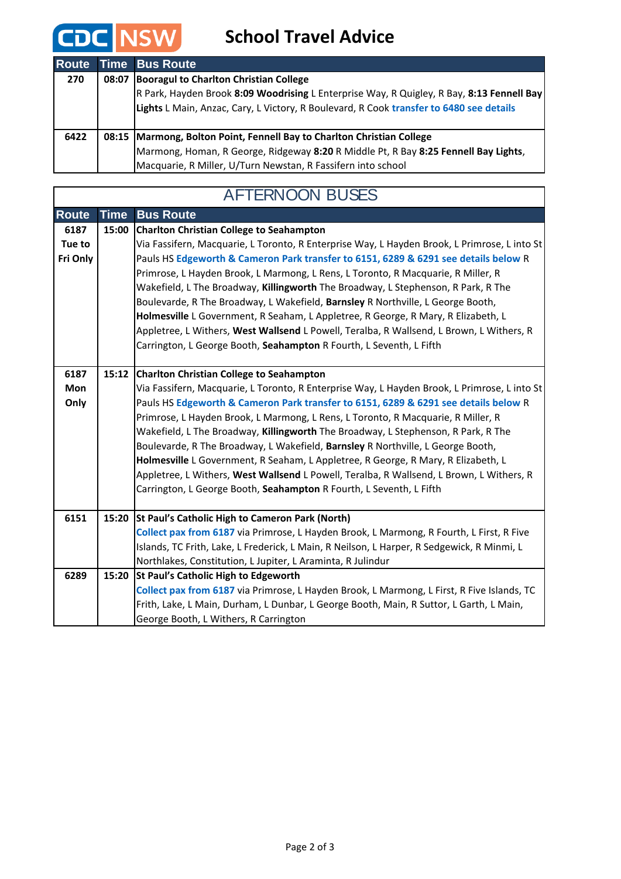# School Travel Advice

| Route | Time | Bus Route |
|---|---|---|
| 270 | 08:07 | **Booragul to Charlton Christian College**<br>R Park, Hayden Brook **8:09 Woodrising** L Enterprise Way, R Quigley, R Bay, **8:13 Fennell Bay Lights** L Main, Anzac, Cary, L Victory, R Boulevard, R Cook **transfer to 6480 see details** |
| 6422 | 08:15 | **Marmong, Bolton Point, Fennell Bay to Charlton Christian College**<br>Marmong, Homan, R George, Ridgeway **8:20** R Middle Pt, R Bay **8:25 Fennell Bay Lights**, Macquarie, R Miller, U/Turn Newstan, R Fassifern into school |

## AFTERNOON BUSES

| Route | Time | Bus Route |
|---|---|---|
| 6187 Tue to Fri Only | 15:00 | **Charlton Christian College to Seahampton**<br>Via Fassifern, Macquarie, L Toronto, R Enterprise Way, L Hayden Brook, L Primrose, L into St Pauls HS **Edgeworth & Cameron Park transfer to 6151, 6289 & 6291 see details below** R Primrose, L Hayden Brook, L Marmong, L Rens, L Toronto, R Macquarie, R Miller, R Wakefield, L The Broadway, **Killingworth** The Broadway, L Stephenson, R Park, R The Boulevarde, R The Broadway, L Wakefield, **Barnsley** R Northville, L George Booth, **Holmesville** L Government, R Seaham, L Appletree, R George, R Mary, R Elizabeth, L Appletree, L Withers, **West Wallsend** L Powell, Teralba, R Wallsend, L Brown, L Withers, R Carrington, L George Booth, **Seahampton** R Fourth, L Seventh, L Fifth |
| 6187 Mon Only | 15:12 | **Charlton Christian College to Seahampton**<br>Via Fassifern, Macquarie, L Toronto, R Enterprise Way, L Hayden Brook, L Primrose, L into St Pauls HS **Edgeworth & Cameron Park transfer to 6151, 6289 & 6291 see details below** R Primrose, L Hayden Brook, L Marmong, L Rens, L Toronto, R Macquarie, R Miller, R Wakefield, L The Broadway, **Killingworth** The Broadway, L Stephenson, R Park, R The Boulevarde, R The Broadway, L Wakefield, **Barnsley** R Northville, L George Booth, **Holmesville** L Government, R Seaham, L Appletree, R George, R Mary, R Elizabeth, L Appletree, L Withers, **West Wallsend** L Powell, Teralba, R Wallsend, L Brown, L Withers, R Carrington, L George Booth, **Seahampton** R Fourth, L Seventh, L Fifth |
| 6151 | 15:20 | **St Paul's Catholic High to Cameron Park (North)**<br>**Collect pax from 6187** via Primrose, L Hayden Brook, L Marmong, R Fourth, L First, R Five Islands, TC Frith, Lake, L Frederick, L Main, R Neilson, L Harper, R Sedgewick, R Minmi, L Northlakes, Constitution, L Jupiter, L Araminta, R Julindur |
| 6289 | 15:20 | **St Paul's Catholic High to Edgeworth**<br>**Collect pax from 6187** via Primrose, L Hayden Brook, L Marmong, L First, R Five Islands, TC Frith, Lake, L Main, Durham, L Dunbar, L George Booth, Main, R Suttor, L Garth, L Main, George Booth, L Withers, R Carrington |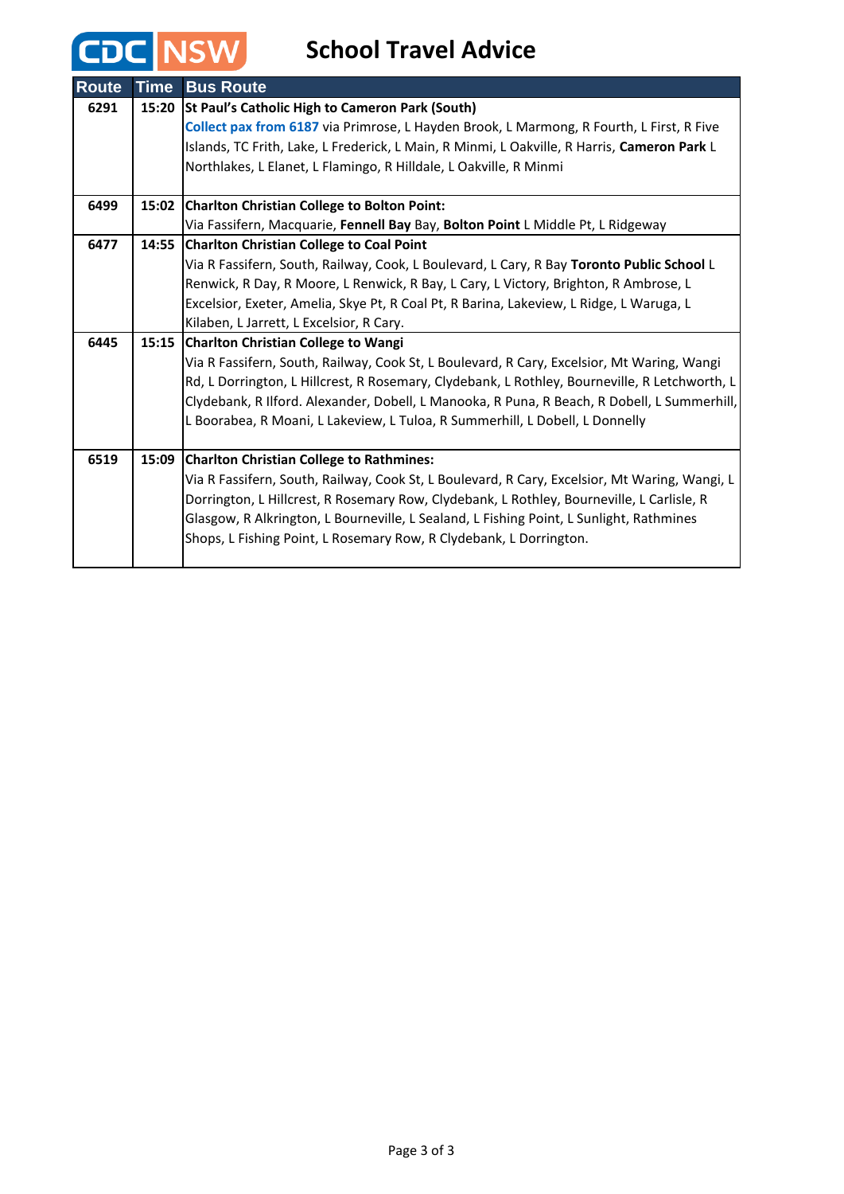# CDC NSW School Travel Advice

| Route | Time | Bus Route |
|---|---|---|
| 6291 | 15:20 | **St Paul's Catholic High to Cameron Park (South)** Collect pax from 6187 via Primrose, L Hayden Brook, L Marmong, R Fourth, L First, R Five Islands, TC Frith, Lake, L Frederick, L Main, R Minmi, L Oakville, R Harris, **Cameron Park** L Northlakes, L Elanet, L Flamingo, R Hilldale, L Oakville, R Minmi |
| 6499 | 15:02 | **Charlton Christian College to Bolton Point:** Via Fassifern, Macquarie, **Fennell Bay** Bay, **Bolton Point** L Middle Pt, L Ridgeway |
| 6477 | 14:55 | **Charlton Christian College to Coal Point** Via R Fassifern, South, Railway, Cook, L Boulevard, L Cary, R Bay **Toronto Public School** L Renwick, R Day, R Moore, L Renwick, R Bay, L Cary, L Victory, Brighton, R Ambrose, L Excelsior, Exeter, Amelia, Skye Pt, R Coal Pt, R Barina, Lakeview, L Ridge, L Waruga, L Kilaben, L Jarrett, L Excelsior, R Cary. |
| 6445 | 15:15 | **Charlton Christian College to Wangi** Via R Fassifern, South, Railway, Cook St, L Boulevard, R Cary, Excelsior, Mt Waring, Wangi Rd, L Dorrington, L Hillcrest, R Rosemary, Clydebank, L Rothley, Bourneville, R Letchworth, L Clydebank, R Ilford. Alexander, Dobell, L Manooka, R Puna, R Beach, R Dobell, L Summerhill, L Boorabea, R Moani, L Lakeview, L Tuloa, R Summerhill, L Dobell, L Donnelly |
| 6519 | 15:09 | **Charlton Christian College to Rathmines:** Via R Fassifern, South, Railway, Cook St, L Boulevard, R Cary, Excelsior, Mt Waring, Wangi, L Dorrington, L Hillcrest, R Rosemary Row, Clydebank, L Rothley, Bourneville, L Carlisle, R Glasgow, R Alkrington, L Bourneville, L Sealand, L Fishing Point, L Sunlight, Rathmines Shops, L Fishing Point, L Rosemary Row, R Clydebank, L Dorrington. |